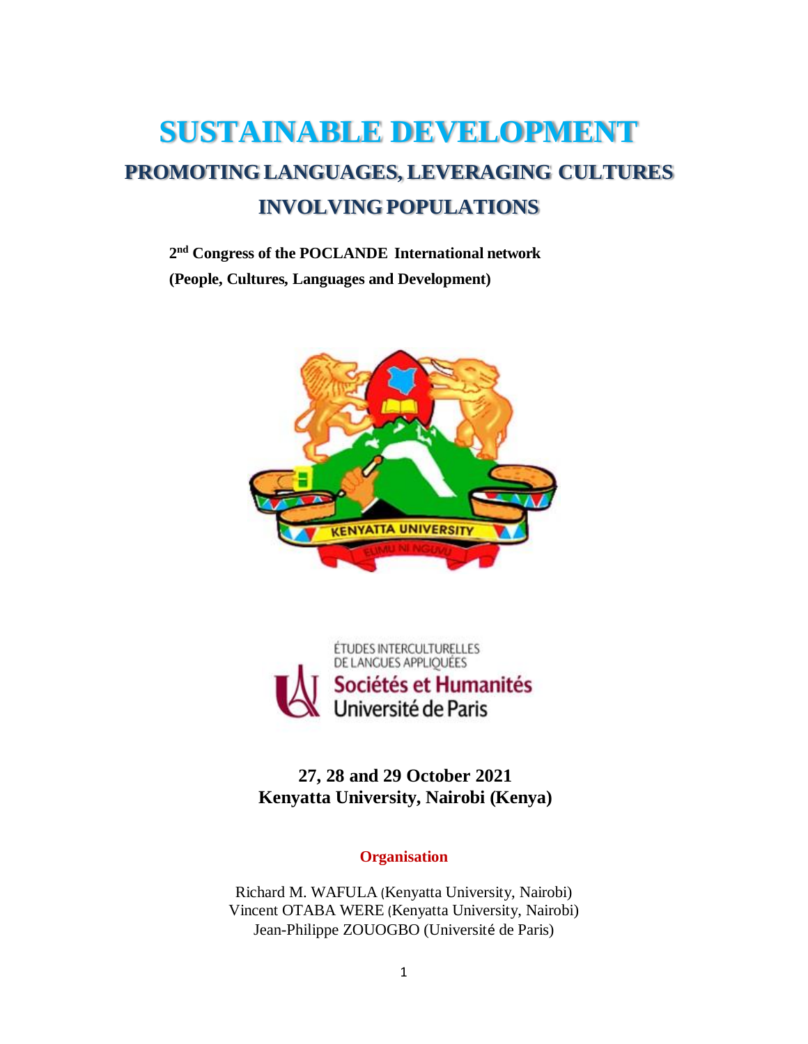# SUSTAINABLE DEVELOPMENT

## PROMOTING LANGUAGES, LEVERAGING CULTURES

## INVOLVING POPULATIONS

**2nd Congress of the POCLANDE International network**

**(People, Cultures, Languages and Development)**

**27, 28 and 29 October 2021**

**Kenyatta University, Nairobi (Kenya)**

**Organisation**

Richard M. WAFULA (Kenyatta University, Nairobi)

Vincent OTABA WERE (Kenyatta University, Nairobi)

Jean-Philippe ZOUOGBO (Université de Paris)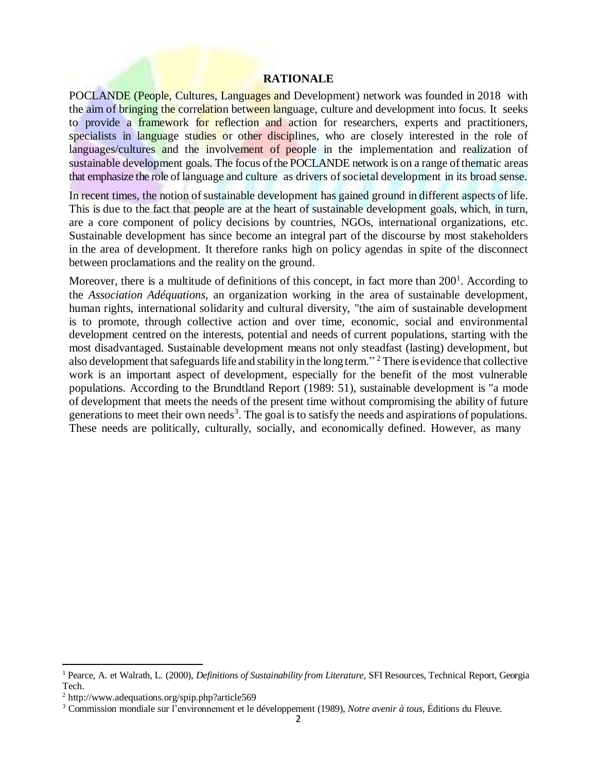## RATIONALE

POCLANDE (People, Cultures, Languages and Development) network was founded in 2018 with the aim of bringing the correlation between language, culture and development into focus. It seeks to provide a framework for reflection and action for researchers, experts and practitioners, specialists in language studies or other disciplines, who are closely interested in the role of languages/cultures and the involvement of people in the implementation and realization of sustainable development goals. The focus of the POCLANDE network is on a range of thematic areas that emphasize the role of language and culture as drivers of societal development in its broad sense.

In recent times, the notion of sustainable development has gained ground in different aspects of life. This is due to the fact that people are at the heart of sustainable development goals, which, in turn, are a core component of policy decisions by countries, NGOs, international organizations, etc. Sustainable development has since become an integral part of the discourse by most stakeholders in the area of development. It therefore ranks high on policy agendas in spite of the disconnect between proclamations and the reality on the ground.

Moreover, there is a multitude of definitions of this concept, in fact more than 200[1]. According to the *Association Adéquations*, an organization working in the area of sustainable development, human rights, international solidarity and cultural diversity, "the aim of sustainable development is to promote, through collective action and over time, economic, social and environmental development centred on the interests, potential and needs of current populations, starting with the most disadvantaged. Sustainable development means not only steadfast (lasting) development, but also development that safeguards life and stability in the long term." [2] There is evidence that collective work is an important aspect of development, especially for the benefit of the most vulnerable populations. According to the Brundtland Report (1989: 51), sustainable development is "a mode of development that meets the needs of the present time without compromising the ability of future generations to meet their own needs[3]. The goal is to satisfy the needs and aspirations of populations. These needs are politically, culturally, socially, and economically defined. However, as many

[1] Pearce, A. et Walrath, L. (2000), *Definitions of Sustainability from Literature*, SFI Resources, Technical Report, Georgia Tech.

[2] http://www.adequations.org/spip.php?article569

[3] Commission mondiale sur l'environnement et le développement (1989), *Notre avenir à tous*, Éditions du Fleuve.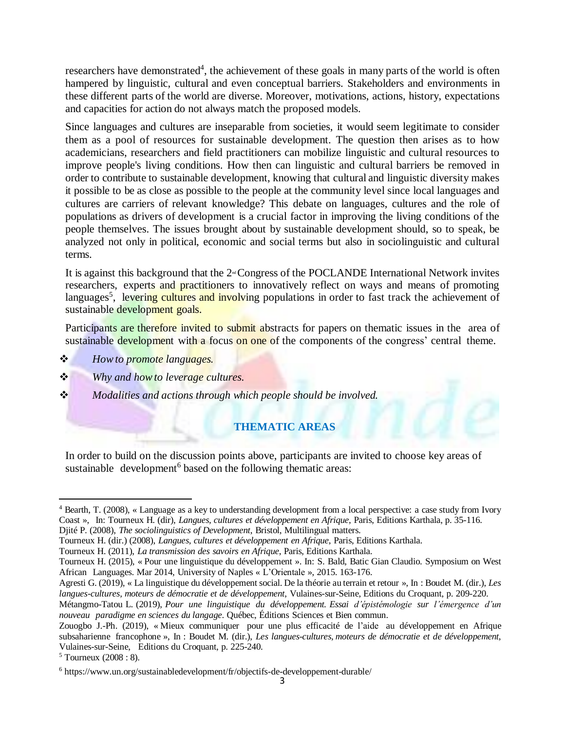researchers have demonstrated[4], the achievement of these goals in many parts of the world is often hampered by linguistic, cultural and even conceptual barriers. Stakeholders and environments in these different parts of the world are diverse. Moreover, motivations, actions, history, expectations and capacities for action do not always match the proposed models.

Since languages and cultures are inseparable from societies, it would seem legitimate to consider them as a pool of resources for sustainable development. The question then arises as to how academicians, researchers and field practitioners can mobilize linguistic and cultural resources to improve people's living conditions. How then can linguistic and cultural barriers be removed in order to contribute to sustainable development, knowing that cultural and linguistic diversity makes it possible to be as close as possible to the people at the community level since local languages and cultures are carriers of relevant knowledge? This debate on languages, cultures and the role of populations as drivers of development is a crucial factor in improving the living conditions of the people themselves. The issues brought about by sustainable development should, so to speak, be analyzed not only in political, economic and social terms but also in sociolinguistic and cultural terms.

It is against this background that the 2nd Congress of the POCLANDE International Network invites researchers, experts and practitioners to innovatively reflect on ways and means of promoting languages[5], levering cultures and involving populations in order to fast track the achievement of sustainable development goals.

Participants are therefore invited to submit abstracts for papers on thematic issues in the area of sustainable development with a focus on one of the components of the congress' central theme.

- *How to promote languages.*
- *Why and how to leverage cultures.*
- *Modalities and actions through which people should be involved.*

## THEMATIC AREAS

In order to build on the discussion points above, participants are invited to choose key areas of sustainable development[6] based on the following thematic areas:

---

[4] Bearth, T. (2008), « Language as a key to understanding development from a local perspective: a case study from Ivory Coast », In: Tourneux H. (dir), *Langues, cultures et développement en Afrique*, Paris, Editions Karthala, p. 35-116.
Djité P. (2008), *The sociolinguistics of Development*, Bristol, Multilingual matters.
Tourneux H. (dir.) (2008), *Langues, cultures et développement en Afrique*, Paris, Editions Karthala.
Tourneux H. (2011), *La transmission des savoirs en Afrique*, Paris, Editions Karthala.
Tourneux H. (2015), « Pour une linguistique du développement ». In: S. Bald, Batic Gian Claudio. Symposium on West African Languages. Mar 2014, University of Naples « L'Orientale », 2015. 163-176.
Agresti G. (2019), « La linguistique du développement social. De la théorie au terrain et retour », In : Boudet M. (dir.), *Les langues-cultures, moteurs de démocratie et de développement*, Vulaines-sur-Seine, Editions du Croquant, p. 209-220.
Métangmo-Tatou L. (2019), *Pour une linguistique du développement. Essai d'épistémologie sur l'émergence d'un nouveau paradigme en sciences du langage*. Québec, Éditions Sciences et Bien commun.
Zouogbo J.-Ph. (2019), « Mieux communiquer pour une plus efficacité de l'aide au développement en Afrique subsaharienne francophone », In : Boudet M. (dir.), *Les langues-cultures, moteurs de démocratie et de développement*, Vulaines-sur-Seine, Editions du Croquant, p. 225-240.

[5] Tourneux (2008 : 8).

[6] https://www.un.org/sustainabledevelopment/fr/objectifs-de-developpement-durable/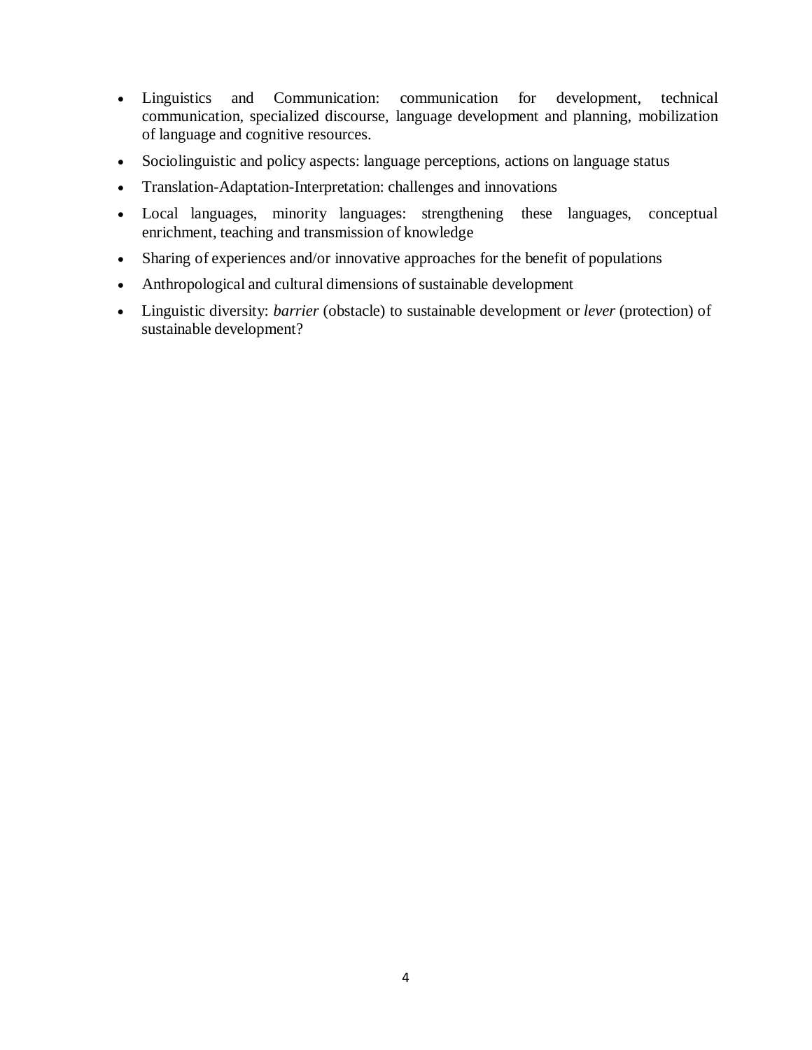- Linguistics and Communication: communication for development, technical communication, specialized discourse, language development and planning, mobilization of language and cognitive resources.
- Sociolinguistic and policy aspects: language perceptions, actions on language status
- Translation-Adaptation-Interpretation: challenges and innovations
- Local languages, minority languages: strengthening these languages, conceptual enrichment, teaching and transmission of knowledge
- Sharing of experiences and/or innovative approaches for the benefit of populations
- Anthropological and cultural dimensions of sustainable development
- Linguistic diversity: *barrier* (obstacle) to sustainable development or *lever* (protection) of sustainable development?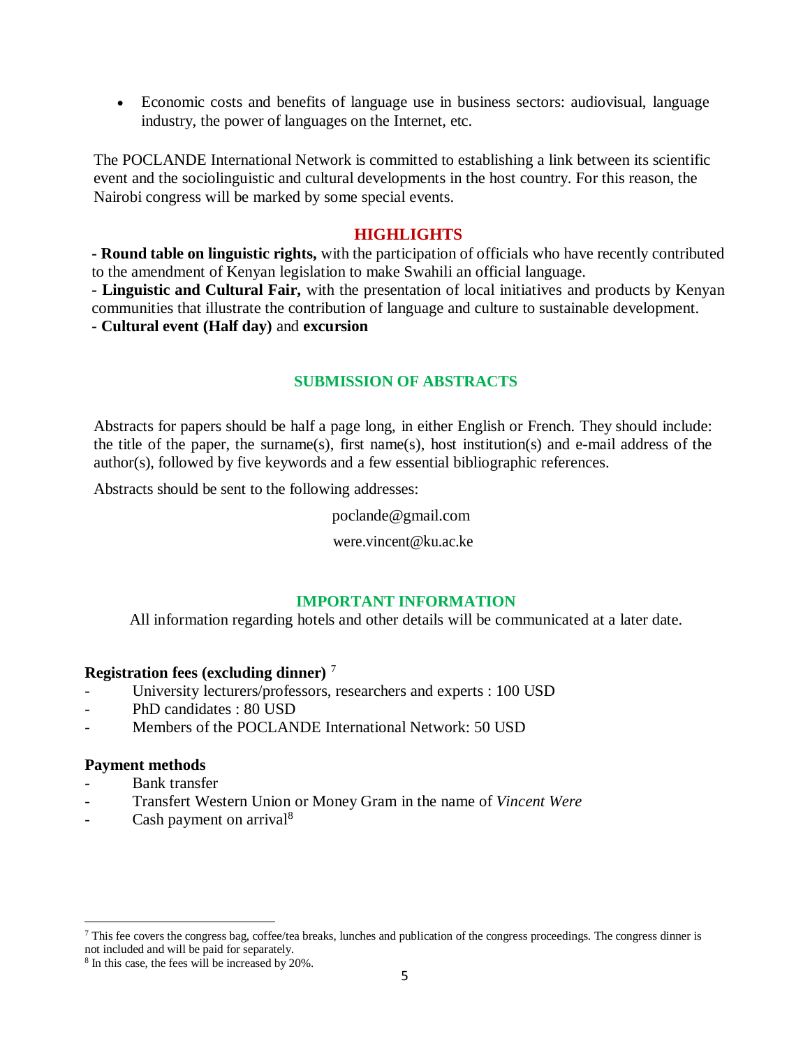- Economic costs and benefits of language use in business sectors: audiovisual, language industry, the power of languages on the Internet, etc.

The POCLANDE International Network is committed to establishing a link between its scientific event and the sociolinguistic and cultural developments in the host country. For this reason, the Nairobi congress will be marked by some special events.

## HIGHLIGHTS

**- Round table on linguistic rights,** with the participation of officials who have recently contributed to the amendment of Kenyan legislation to make Swahili an official language.

**- Linguistic and Cultural Fair,** with the presentation of local initiatives and products by Kenyan communities that illustrate the contribution of language and culture to sustainable development.

**- Cultural event (Half day)** and **excursion**

## SUBMISSION OF ABSTRACTS

Abstracts for papers should be half a page long, in either English or French. They should include: the title of the paper, the surname(s), first name(s), host institution(s) and e-mail address of the author(s), followed by five keywords and a few essential bibliographic references.

Abstracts should be sent to the following addresses:

poclande@gmail.com

were.vincent@ku.ac.ke

## IMPORTANT INFORMATION

All information regarding hotels and other details will be communicated at a later date.

**Registration fees (excluding dinner)** [7]

- University lecturers/professors, researchers and experts : 100 USD
- PhD candidates : 80 USD
- Members of the POCLANDE International Network: 50 USD

**Payment methods**

- Bank transfer
- Transfert Western Union or Money Gram in the name of *Vincent Were*
- Cash payment on arrival[8]

---

[7] This fee covers the congress bag, coffee/tea breaks, lunches and publication of the congress proceedings. The congress dinner is not included and will be paid for separately.

[8] In this case, the fees will be increased by 20%.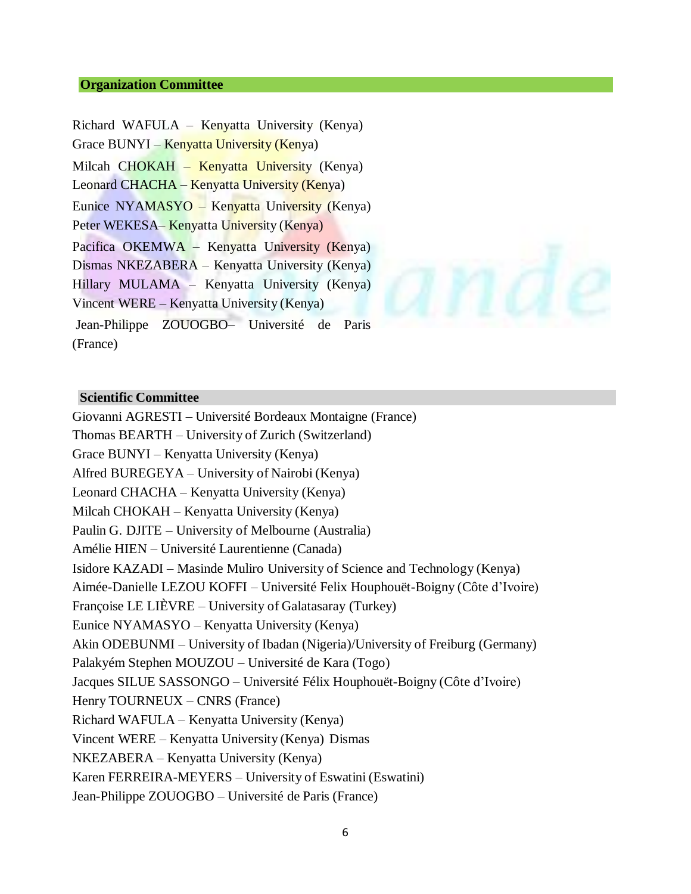## Organization Committee

Richard WAFULA – Kenyatta University (Kenya)
Grace BUNYI – Kenyatta University (Kenya)
Milcah CHOKAH – Kenyatta University (Kenya)
Leonard CHACHA – Kenyatta University (Kenya)
Eunice NYAMASYO – Kenyatta University (Kenya)
Peter WEKESA– Kenyatta University (Kenya)
Pacifica OKEMWA – Kenyatta University (Kenya)
Dismas NKEZABERA – Kenyatta University (Kenya)
Hillary MULAMA – Kenyatta University (Kenya)
Vincent WERE – Kenyatta University (Kenya)
Jean-Philippe ZOUOGBO– Université de Paris (France)

## Scientific Committee

Giovanni AGRESTI – Université Bordeaux Montaigne (France)
Thomas BEARTH – University of Zurich (Switzerland)
Grace BUNYI – Kenyatta University (Kenya)
Alfred BUREGEYA – University of Nairobi (Kenya)
Leonard CHACHA – Kenyatta University (Kenya)
Milcah CHOKAH – Kenyatta University (Kenya)
Paulin G. DJITE – University of Melbourne (Australia)
Amélie HIEN – Université Laurentienne (Canada)
Isidore KAZADI – Masinde Muliro University of Science and Technology (Kenya)
Aimée-Danielle LEZOU KOFFI – Université Felix Houphouët-Boigny (Côte d'Ivoire)
Françoise LE LIÈVRE – University of Galatasaray (Turkey)
Eunice NYAMASYO – Kenyatta University (Kenya)
Akin ODEBUNMI – University of Ibadan (Nigeria)/University of Freiburg (Germany)
Palakyém Stephen MOUZOU – Université de Kara (Togo)
Jacques SILUE SASSONGO – Université Félix Houphouët-Boigny (Côte d'Ivoire)
Henry TOURNEUX – CNRS (France)
Richard WAFULA – Kenyatta University (Kenya)
Vincent WERE – Kenyatta University (Kenya) Dismas NKEZABERA – Kenyatta University (Kenya)
Karen FERREIRA-MEYERS – University of Eswatini (Eswatini)
Jean-Philippe ZOUOGBO – Université de Paris (France)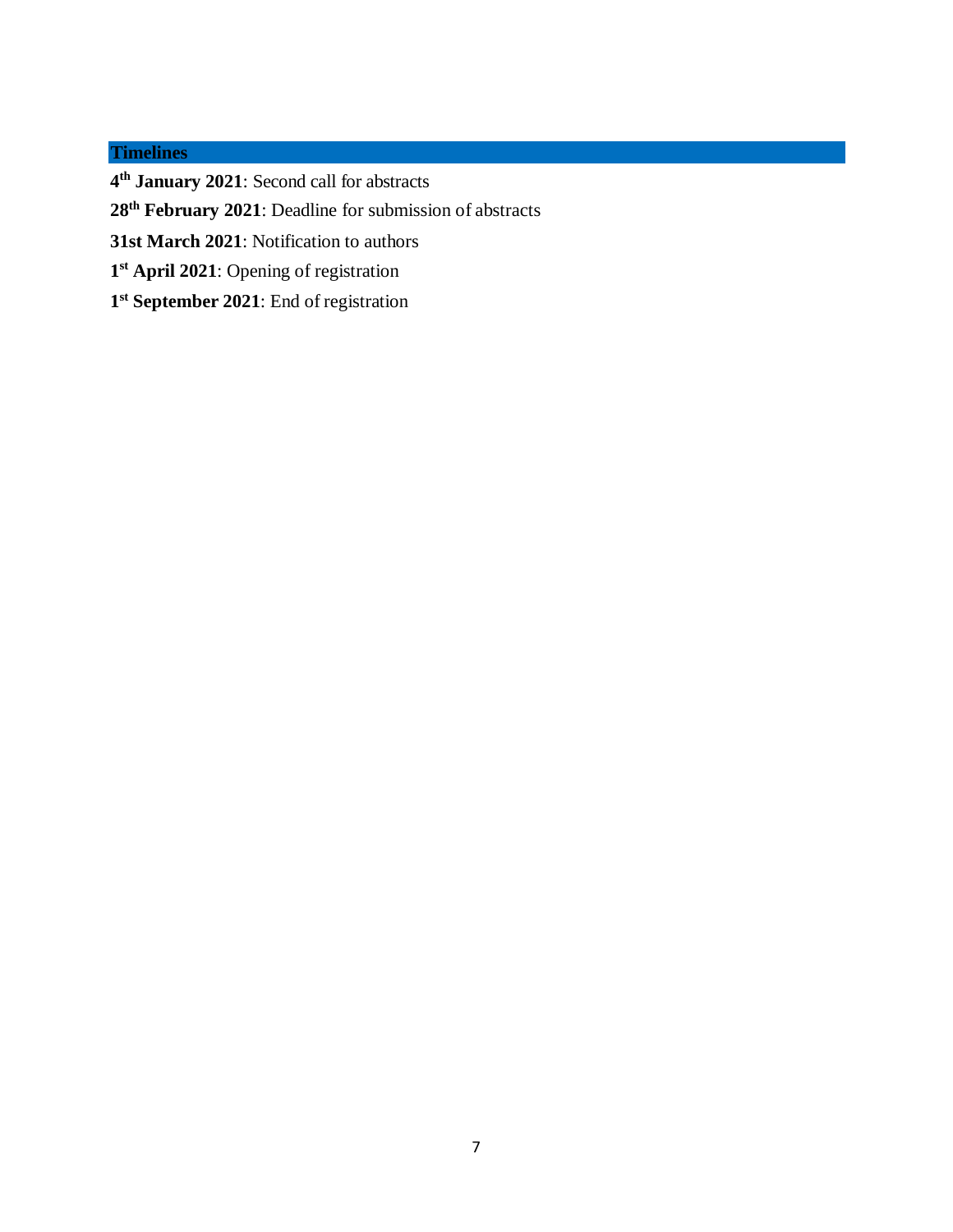## Timelines

**4th January 2021**: Second call for abstracts

**28th February 2021**: Deadline for submission of abstracts

**31st March 2021**: Notification to authors

**1st April 2021**: Opening of registration

**1st September 2021**: End of registration